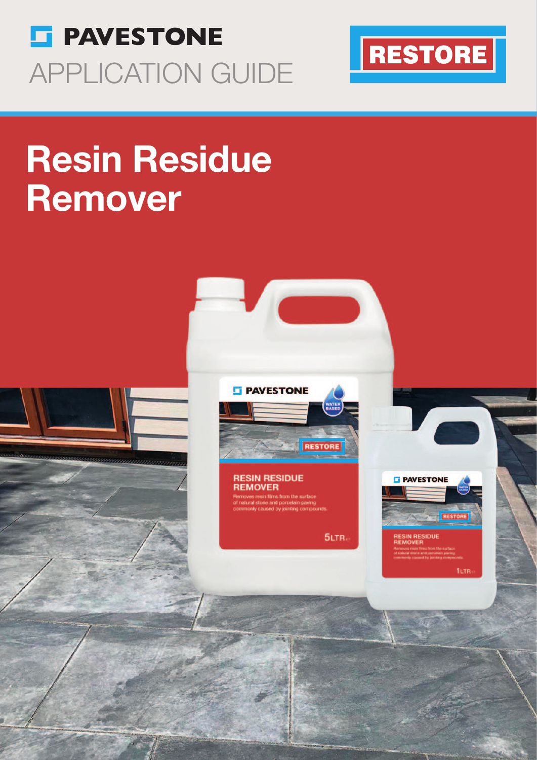# PAVESTONE

APPLICATION GUIDE

RESTORE

# Resin Residue Remover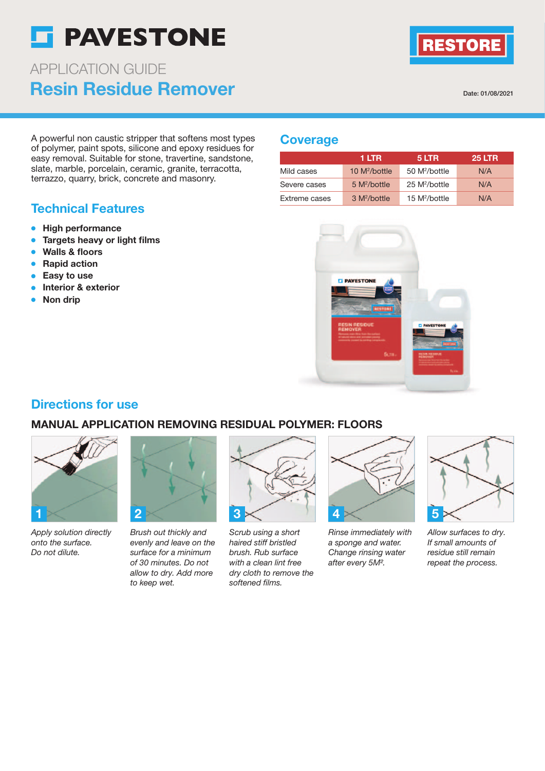# PAVESTONE

RESTORE

APPLICATION GUIDE

## Resin Residue Remover

Date: 01/08/2021

A powerful non caustic stripper that softens most types of polymer, paint spots, silicone and epoxy residues for easy removal. Suitable for stone, travertine, sandstone, slate, marble, porcelain, ceramic, granite, terracotta, terrazzo, quarry, brick, concrete and masonry.

## Coverage

| | 1 LTR | 5 LTR | 25 LTR |
|---|---|---|---|
| Mild cases | 10 M²/bottle | 50 M²/bottle | N/A |
| Severe cases | 5 M²/bottle | 25 M²/bottle | N/A |
| Extreme cases | 3 M²/bottle | 15 M²/bottle | N/A |

## Technical Features

- **High performance**
- **Targets heavy or light films**
- **Walls & floors**
- **Rapid action**
- **Easy to use**
- **Interior & exterior**
- **Non drip**

## Directions for use

### MANUAL APPLICATION REMOVING RESIDUAL POLYMER: FLOORS

1. *Apply solution directly onto the surface. Do not dilute.*
2. *Brush out thickly and evenly and leave on the surface for a minimum of 30 minutes. Do not allow to dry. Add more to keep wet.*
3. *Scrub using a short haired stiff bristled brush. Rub surface with a clean lint free dry cloth to remove the softened films.*
4. *Rinse immediately with a sponge and water. Change rinsing water after every 5M².*
5. *Allow surfaces to dry. If small amounts of residue still remain repeat the process.*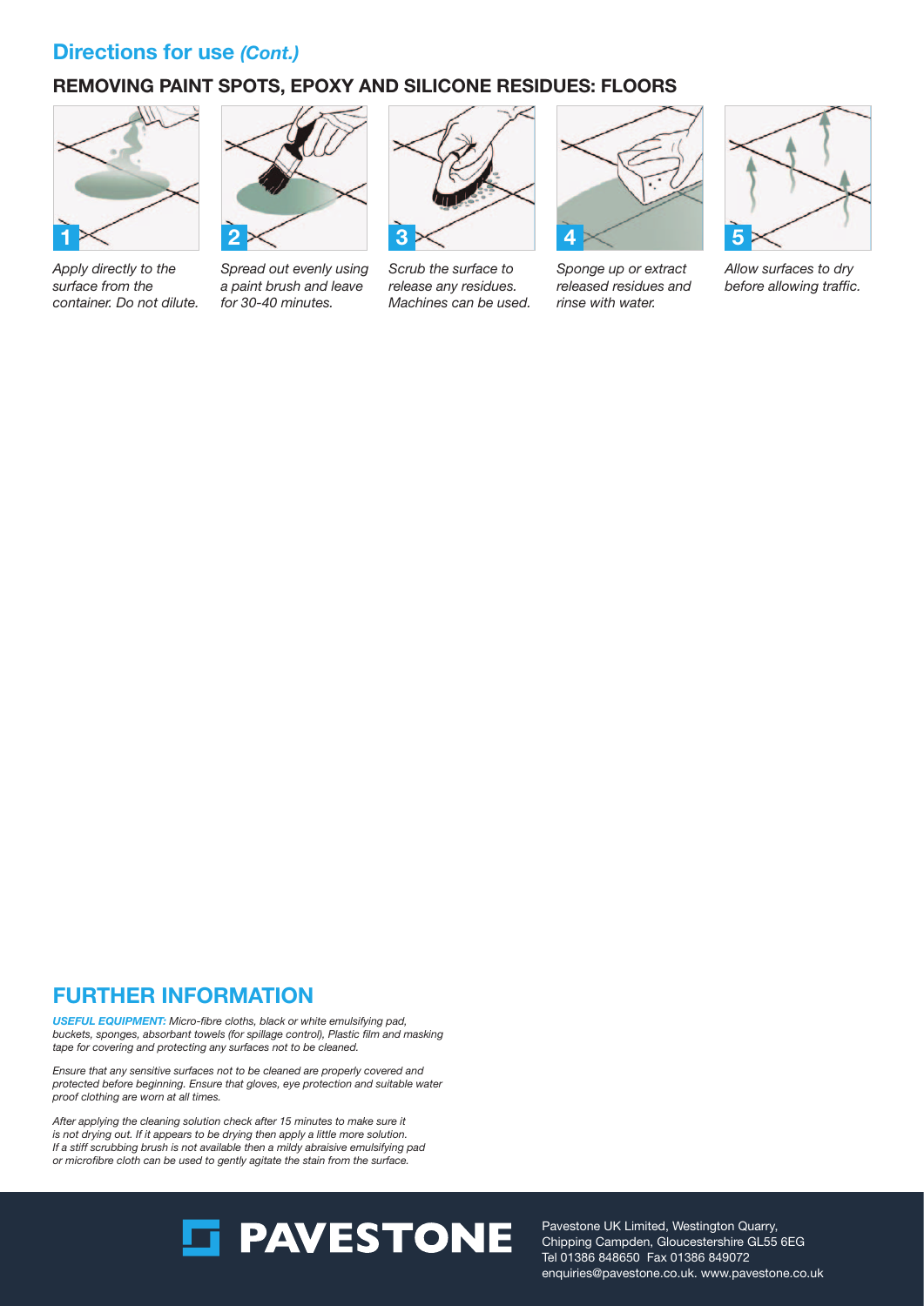## Directions for use *(Cont.)*

### REMOVING PAINT SPOTS, EPOXY AND SILICONE RESIDUES: FLOORS

1. *Apply directly to the surface from the container. Do not dilute.*
2. *Spread out evenly using a paint brush and leave for 30-40 minutes.*
3. *Scrub the surface to release any residues. Machines can be used.*
4. *Sponge up or extract released residues and rinse with water.*
5. *Allow surfaces to dry before allowing traffic.*

## FURTHER INFORMATION

***USEFUL EQUIPMENT:*** *Micro-fibre cloths, black or white emulsifying pad, buckets, sponges, absorbant towels (for spillage control), Plastic film and masking tape for covering and protecting any surfaces not to be cleaned.*

*Ensure that any sensitive surfaces not to be cleaned are properly covered and protected before beginning. Ensure that gloves, eye protection and suitable water proof clothing are worn at all times.*

*After applying the cleaning solution check after 15 minutes to make sure it is not drying out. If it appears to be drying then apply a little more solution. If a stiff scrubbing brush is not available then a mildy abraisive emulsifying pad or microfibre cloth can be used to gently agitate the stain from the surface.*

**PAVESTONE**

Pavestone UK Limited, Westington Quarry,
Chipping Campden, Gloucestershire GL55 6EG
Tel 01386 848650 Fax 01386 849072
enquiries@pavestone.co.uk. www.pavestone.co.uk